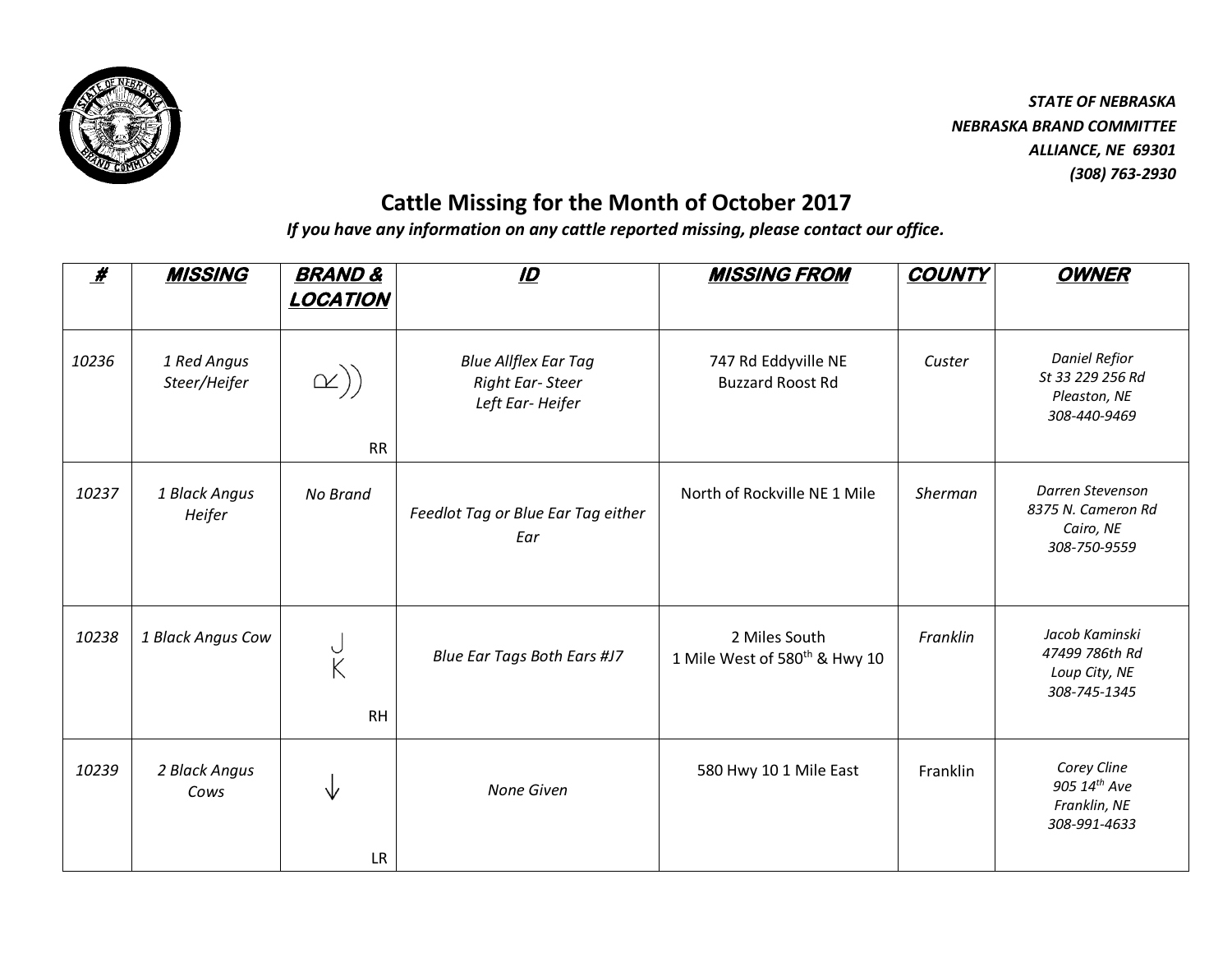*STATE OF NEBRASKA*
*NEBRASKA BRAND COMMITTEE*
*ALLIANCE, NE 69301*
*(308) 763-2930*

# Cattle Missing for the Month of October 2017

*If you have any information on any cattle reported missing, please contact our office.*

| # | MISSING | BRAND & LOCATION | ID | MISSING FROM | COUNTY | OWNER |
|---|---|---|---|---|---|---|
| 10236 | 1 Red Angus Steer/Heifer | RR | Blue Allflex Ear Tag<br>Right Ear- Steer<br>Left Ear- Heifer | 747 Rd Eddyville NE<br>Buzzard Roost Rd | Custer | Daniel Refior<br>St 33 229 256 Rd<br>Pleaston, NE<br>308-440-9469 |
| 10237 | 1 Black Angus Heifer | No Brand | Feedlot Tag or Blue Ear Tag either Ear | North of Rockville NE 1 Mile | Sherman | Darren Stevenson<br>8375 N. Cameron Rd<br>Cairo, NE<br>308-750-9559 |
| 10238 | 1 Black Angus Cow | J K<br>RH | Blue Ear Tags Both Ears #J7 | 2 Miles South<br>1 Mile West of 580th & Hwy 10 | Franklin | Jacob Kaminski<br>47499 786th Rd<br>Loup City, NE<br>308-745-1345 |
| 10239 | 2 Black Angus Cows | ↓<br>LR | None Given | 580 Hwy 10 1 Mile East | Franklin | Corey Cline<br>905 14th Ave<br>Franklin, NE<br>308-991-4633 |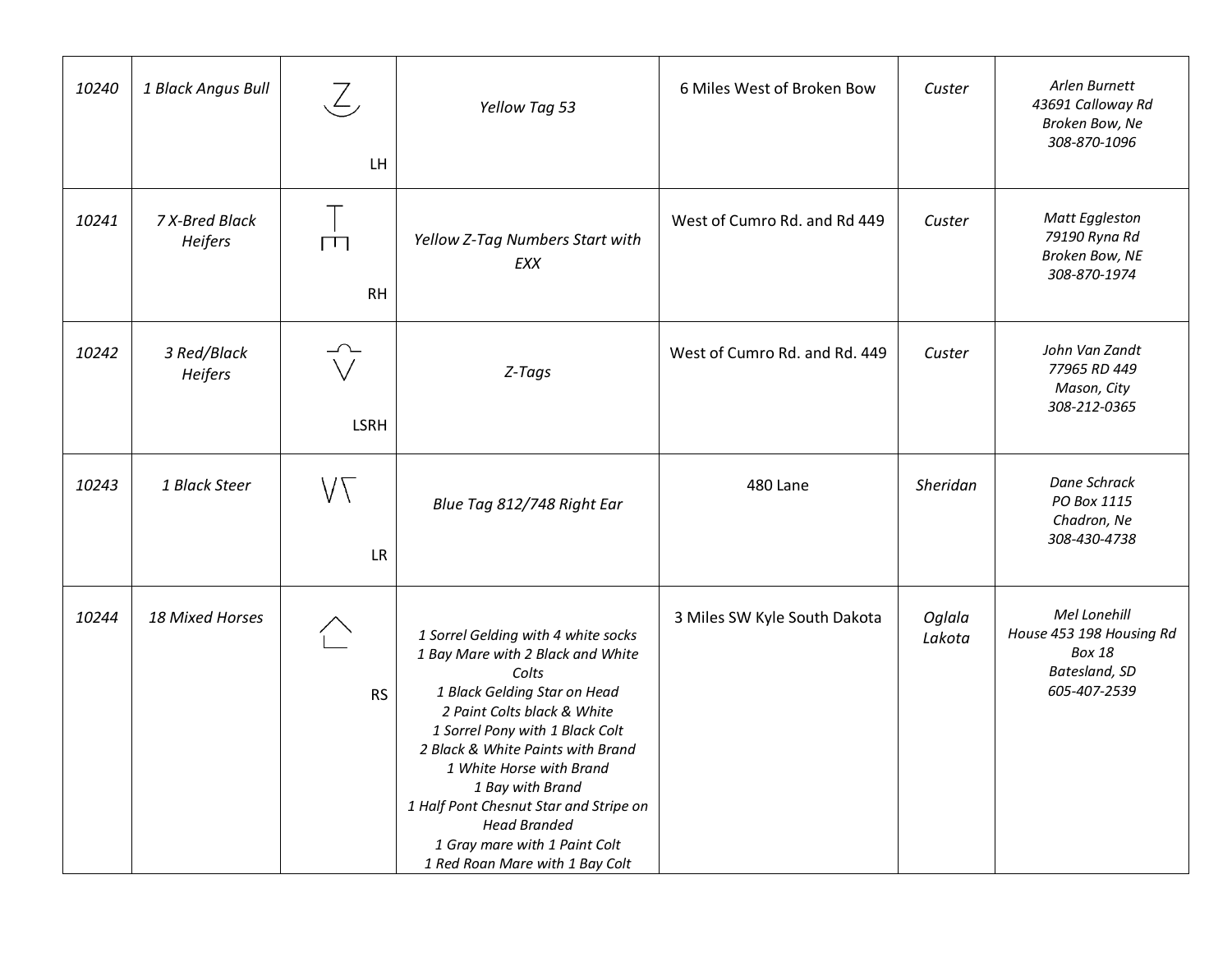| | | | | | | |
|---|---|---|---|---|---|---|
| *10240* | *1 Black Angus Bull* | LH | *Yellow Tag 53* | 6 Miles West of Broken Bow | *Custer* | *Arlen Burnett*<br>*43691 Calloway Rd*<br>*Broken Bow, Ne*<br>*308-870-1096* |
| *10241* | *7 X-Bred Black Heifers* | RH | *Yellow Z-Tag Numbers Start with EXX* | West of Cumro Rd. and Rd 449 | *Custer* | *Matt Eggleston*<br>*79190 Ryna Rd*<br>*Broken Bow, NE*<br>*308-870-1974* |
| *10242* | *3 Red/Black Heifers* | LSRH | *Z-Tags* | West of Cumro Rd. and Rd. 449 | *Custer* | *John Van Zandt*<br>*77965 RD 449*<br>*Mason, City*<br>*308-212-0365* |
| *10243* | *1 Black Steer* | LR | *Blue Tag 812/748 Right Ear* | 480 Lane | *Sheridan* | *Dane Schrack*<br>*PO Box 1115*<br>*Chadron, Ne*<br>*308-430-4738* |
| *10244* | *18 Mixed Horses* | RS | *1 Sorrel Gelding with 4 white socks*<br>*1 Bay Mare with 2 Black and White Colts*<br>*1 Black Gelding Star on Head*<br>*2 Paint Colts black & White*<br>*1 Sorrel Pony with 1 Black Colt*<br>*2 Black & White Paints with Brand*<br>*1 White Horse with Brand*<br>*1 Bay with Brand*<br>*1 Half Pont Chesnut Star and Stripe on Head Branded*<br>*1 Gray mare with 1 Paint Colt*<br>*1 Red Roan Mare with 1 Bay Colt* | 3 Miles SW Kyle South Dakota | *Oglala Lakota* | *Mel Lonehill*<br>*House 453 198 Housing Rd*<br>*Box 18*<br>*Batesland, SD*<br>*605-407-2539* |